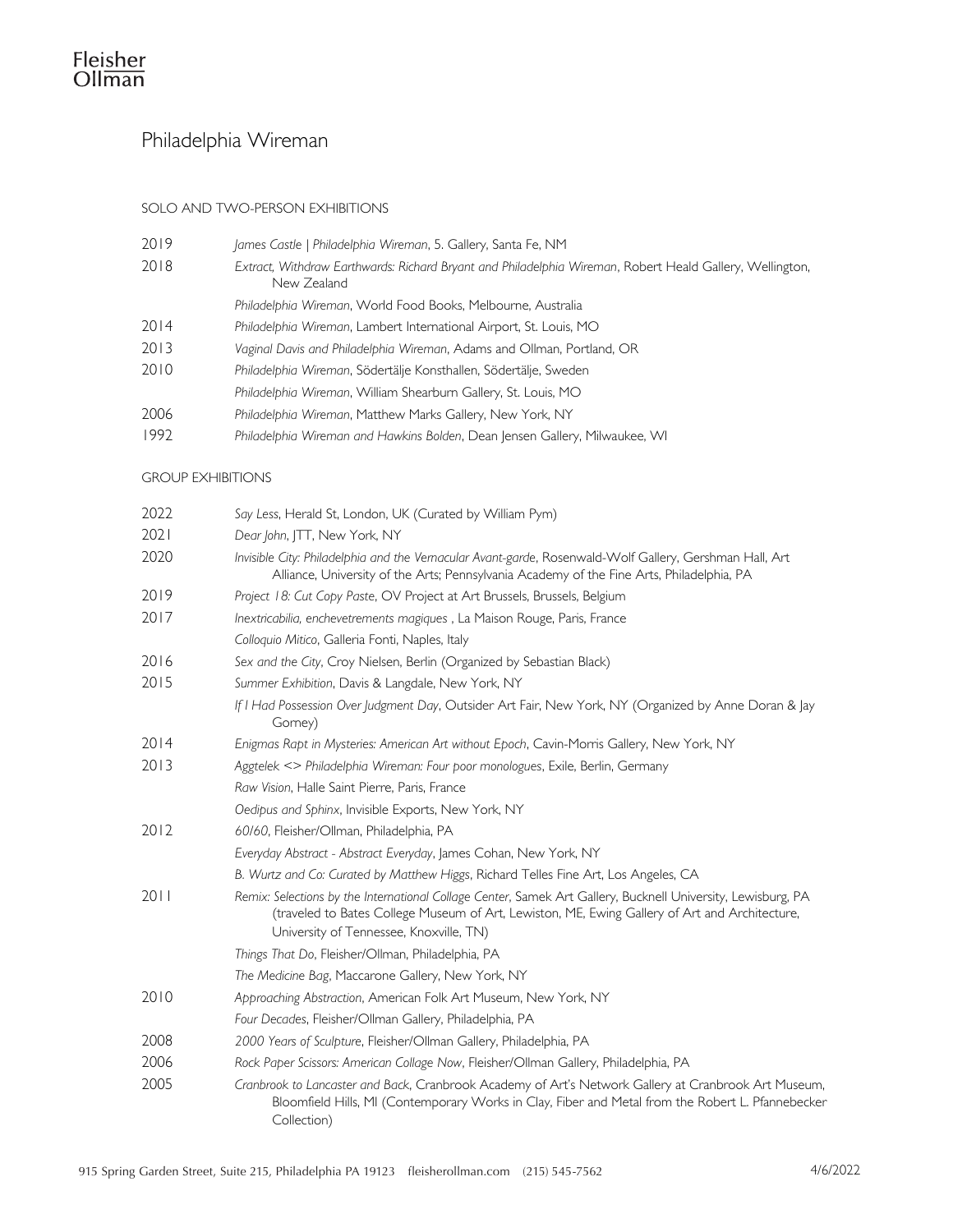Fleisher
Ollman

# Philadelphia Wireman

## SOLO AND TWO-PERSON EXHIBITIONS

2019 *James Castle | Philadelphia Wireman*, 5. Gallery, Santa Fe, NM

2018 *Extract, Withdraw Earthwards: Richard Bryant and Philadelphia Wireman*, Robert Heald Gallery, Wellington, New Zealand

*Philadelphia Wireman*, World Food Books, Melbourne, Australia

2014 *Philadelphia Wireman*, Lambert International Airport, St. Louis, MO

2013 *Vaginal Davis and Philadelphia Wireman*, Adams and Ollman, Portland, OR

2010 *Philadelphia Wireman*, Södertälje Konsthallen, Södertälje, Sweden

*Philadelphia Wireman*, William Shearburn Gallery, St. Louis, MO

2006 *Philadelphia Wireman*, Matthew Marks Gallery, New York, NY

1992 *Philadelphia Wireman and Hawkins Bolden*, Dean Jensen Gallery, Milwaukee, WI

## GROUP EXHIBITIONS

2022 *Say Less*, Herald St, London, UK (Curated by William Pym)

2021 *Dear John*, JTT, New York, NY

2020 *Invisible City: Philadelphia and the Vernacular Avant-garde*, Rosenwald-Wolf Gallery, Gershman Hall, Art Alliance, University of the Arts; Pennsylvania Academy of the Fine Arts, Philadelphia, PA

2019 *Project 18: Cut Copy Paste*, OV Project at Art Brussels, Brussels, Belgium

2017 *Inextricabilia, enchevetrements magiques* , La Maison Rouge, Paris, France

*Colloquio Mitico*, Galleria Fonti, Naples, Italy

2016 *Sex and the City*, Croy Nielsen, Berlin (Organized by Sebastian Black)

2015 *Summer Exhibition*, Davis & Langdale, New York, NY

*If I Had Possession Over Judgment Day*, Outsider Art Fair, New York, NY (Organized by Anne Doran & Jay Gorney)

2014 *Enigmas Rapt in Mysteries: American Art without Epoch*, Cavin-Morris Gallery, New York, NY

2013 *Aggtelek <> Philadelphia Wireman: Four poor monologues*, Exile, Berlin, Germany

*Raw Vision*, Halle Saint Pierre, Paris, France

*Oedipus and Sphinx*, Invisible Exports, New York, NY

2012 *60/60*, Fleisher/Ollman, Philadelphia, PA

*Everyday Abstract - Abstract Everyday*, James Cohan, New York, NY

*B. Wurtz and Co: Curated by Matthew Higgs*, Richard Telles Fine Art, Los Angeles, CA

2011 *Remix: Selections by the International Collage Center*, Samek Art Gallery, Bucknell University, Lewisburg, PA (traveled to Bates College Museum of Art, Lewiston, ME, Ewing Gallery of Art and Architecture, University of Tennessee, Knoxville, TN)

*Things That Do*, Fleisher/Ollman, Philadelphia, PA

*The Medicine Bag*, Maccarone Gallery, New York, NY

2010 *Approaching Abstraction*, American Folk Art Museum, New York, NY

*Four Decades*, Fleisher/Ollman Gallery, Philadelphia, PA

2008 *2000 Years of Sculpture*, Fleisher/Ollman Gallery, Philadelphia, PA

2006 *Rock Paper Scissors: American Collage Now*, Fleisher/Ollman Gallery, Philadelphia, PA

2005 *Cranbrook to Lancaster and Back*, Cranbrook Academy of Art's Network Gallery at Cranbrook Art Museum, Bloomfield Hills, MI (Contemporary Works in Clay, Fiber and Metal from the Robert L. Pfannebecker Collection)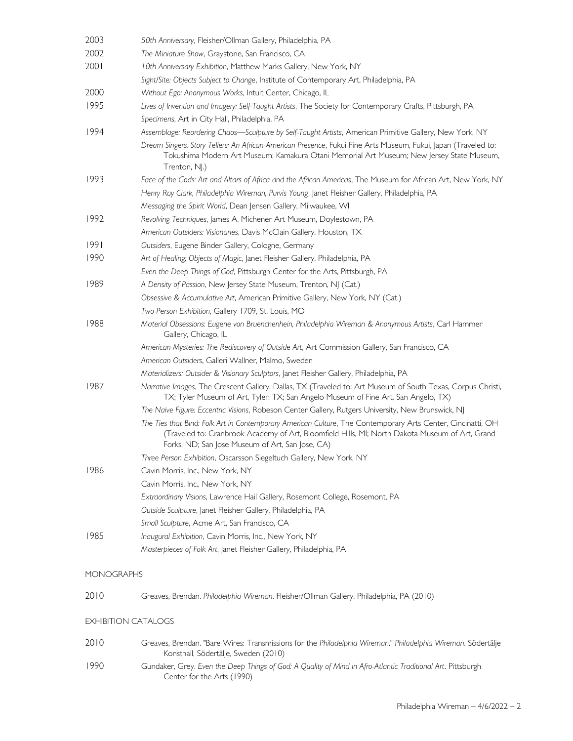2003 *50th Anniversary*, Fleisher/Ollman Gallery, Philadelphia, PA

2002 *The Miniature Show*, Graystone, San Francisco, CA

2001 *10th Anniversary Exhibition*, Matthew Marks Gallery, New York, NY

*Sight/Site: Objects Subject to Change*, Institute of Contemporary Art, Philadelphia, PA

2000 *Without Ego: Anonymous Works*, Intuit Center, Chicago, IL

1995 *Lives of Invention and Imagery: Self-Taught Artists*, The Society for Contemporary Crafts, Pittsburgh, PA

*Specimens*, Art in City Hall, Philadelphia, PA

1994 *Assemblage: Reordering Chaos—Sculpture by Self-Taught Artists*, American Primitive Gallery, New York, NY

*Dream Singers, Story Tellers: An African-American Presence*, Fukui Fine Arts Museum, Fukui, Japan (Traveled to: Tokushima Modern Art Museum; Kamakura Otani Memorial Art Museum; New Jersey State Museum, Trenton, NJ.)

1993 *Face of the Gods: Art and Altars of Africa and the African Americas*, The Museum for African Art, New York, NY

*Henry Ray Clark, Philadelphia Wireman, Purvis Young*, Janet Fleisher Gallery, Philadelphia, PA

*Messaging the Spirit World*, Dean Jensen Gallery, Milwaukee, WI

1992 *Revolving Techniques*, James A. Michener Art Museum, Doylestown, PA

*American Outsiders: Visionaries*, Davis McClain Gallery, Houston, TX

1991 *Outsiders*, Eugene Binder Gallery, Cologne, Germany

1990 *Art of Healing; Objects of Magic*, Janet Fleisher Gallery, Philadelphia, PA

*Even the Deep Things of God*, Pittsburgh Center for the Arts, Pittsburgh, PA

1989 *A Density of Passion*, New Jersey State Museum, Trenton, NJ (Cat.)

*Obsessive & Accumulative Art*, American Primitive Gallery, New York, NY (Cat.)

*Two Person Exhibition*, Gallery 1709, St. Louis, MO

1988 *Material Obsessions: Eugene von Bruenchenhein, Philadelphia Wireman & Anonymous Artists*, Carl Hammer Gallery, Chicago, IL

*American Mysteries: The Rediscovery of Outside Art*, Art Commission Gallery, San Francisco, CA

*American Outsiders*, Galleri Wallner, Malmo, Sweden

*Materializers: Outsider & Visionary Sculptors*, Janet Fleisher Gallery, Philadelphia, PA

1987 *Narrative Images*, The Crescent Gallery, Dallas, TX (Traveled to: Art Museum of South Texas, Corpus Christi, TX; Tyler Museum of Art, Tyler, TX; San Angelo Museum of Fine Art, San Angelo, TX)

*The Naive Figure: Eccentric Visions*, Robeson Center Gallery, Rutgers University, New Brunswick, NJ

*The Ties that Bind: Folk Art in Contemporary American Culture*, The Contemporary Arts Center, Cincinatti, OH (Traveled to: Cranbrook Academy of Art, Bloomfield Hills, MI; North Dakota Museum of Art, Grand Forks, ND; San Jose Museum of Art, San Jose, CA)

*Three Person Exhibition*, Oscarsson Siegeltuch Gallery, New York, NY

1986 Cavin Morris, Inc., New York, NY

Cavin Morris, Inc., New York, NY

*Extraordinary Visions*, Lawrence Hail Gallery, Rosemont College, Rosemont, PA

*Outside Sculpture*, Janet Fleisher Gallery, Philadelphia, PA

*Small Sculpture*, Acme Art, San Francisco, CA

1985 *Inaugural Exhibition*, Cavin Morris, Inc., New York, NY

*Masterpieces of Folk Art*, Janet Fleisher Gallery, Philadelphia, PA

## MONOGRAPHS

2010 Greaves, Brendan. *Philadelphia Wireman*. Fleisher/Ollman Gallery, Philadelphia, PA (2010)

## EXHIBITION CATALOGS

2010 Greaves, Brendan. "Bare Wires: Transmissions for the *Philadelphia Wireman*." *Philadelphia Wireman*. Södertälje Konsthall, Södertälje, Sweden (2010)

1990 Gundaker, Grey. *Even the Deep Things of God: A Quality of Mind in Afro-Atlantic Traditional Art*. Pittsburgh Center for the Arts (1990)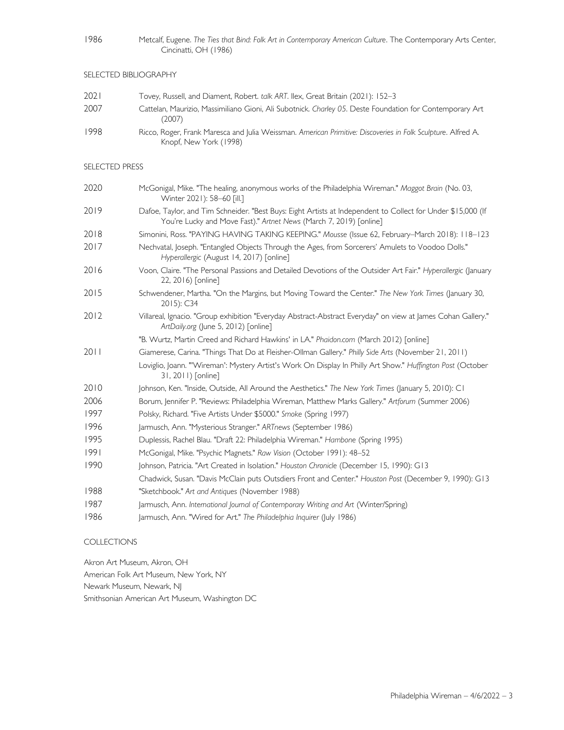1986 Metcalf, Eugene. *The Ties that Bind: Folk Art in Contemporary American Culture*. The Contemporary Arts Center, Cincinatti, OH (1986)

SELECTED BIBLIOGRAPHY

2021 Tovey, Russell, and Diament, Robert. *talk ART*. Ilex, Great Britain (2021): 152–3

2007 Cattelan, Maurizio, Massimiliano Gioni, Ali Subotnick. *Charley 05*. Deste Foundation for Contemporary Art (2007)

1998 Ricco, Roger, Frank Maresca and Julia Weissman. *American Primitive: Discoveries in Folk Sculpture*. Alfred A. Knopf, New York (1998)

SELECTED PRESS

2020 McGonigal, Mike. "The healing, anonymous works of the Philadelphia Wireman." *Maggot Brain* (No. 03, Winter 2021): 58–60 [ill.]

2019 Dafoe, Taylor, and Tim Schneider. "Best Buys: Eight Artists at Independent to Collect for Under $15,000 (If You're Lucky and Move Fast)." *Artnet News* (March 7, 2019) [online]

2018 Simonini, Ross. "PAYING HAVING TAKING KEEPING." *Mousse* (Issue 62, February–March 2018): 118–123

2017 Nechvatal, Joseph. "Entangled Objects Through the Ages, from Sorcerers' Amulets to Voodoo Dolls." *Hyperallergic* (August 14, 2017) [online]

2016 Voon, Claire. "The Personal Passions and Detailed Devotions of the Outsider Art Fair." *Hyperallergic* (January 22, 2016) [online]

2015 Schwendener, Martha. "On the Margins, but Moving Toward the Center." *The New York Times* (January 30, 2015): C34

2012 Villareal, Ignacio. "Group exhibition "Everyday Abstract-Abstract Everyday" on view at James Cohan Gallery." *ArtDaily.org* (June 5, 2012) [online]

"B. Wurtz, Martin Creed and Richard Hawkins' in LA." *Phaidon.com* (March 2012) [online]

2011 Giamerese, Carina. "Things That Do at Fleisher-Ollman Gallery." *Philly Side Arts* (November 21, 2011)

Loviglio, Joann. "'Wireman': Mystery Artist's Work On Display In Philly Art Show." *Huffington Post* (October 31, 2011) [online]

2010 Johnson, Ken. "Inside, Outside, All Around the Aesthetics." *The New York Times* (January 5, 2010): C1

2006 Borum, Jennifer P. "Reviews: Philadelphia Wireman, Matthew Marks Gallery." *Artforum* (Summer 2006)

1997 Polsky, Richard. "Five Artists Under $5000." *Smoke* (Spring 1997)

1996 Jarmusch, Ann. "Mysterious Stranger." *ARTnews* (September 1986)

1995 Duplessis, Rachel Blau. "Draft 22: Philadelphia Wireman." *Hambone* (Spring 1995)

1991 McGonigal, Mike. "Psychic Magnets." *Raw Vision* (October 1991): 48–52

1990 Johnson, Patricia. "Art Created in Isolation." *Houston Chronicle* (December 15, 1990): G13

Chadwick, Susan. "Davis McClain puts Outsdiers Front and Center." *Houston Post* (December 9, 1990): G13

1988 "Sketchbook." *Art and Antiques* (November 1988)

1987 Jarmusch, Ann. *International Journal of Contemporary Writing and Art* (Winter/Spring)

1986 Jarmusch, Ann. "Wired for Art." *The Philadelphia Inquirer* (July 1986)

COLLECTIONS

Akron Art Museum, Akron, OH  
American Folk Art Museum, New York, NY  
Newark Museum, Newark, NJ  
Smithsonian American Art Museum, Washington DC